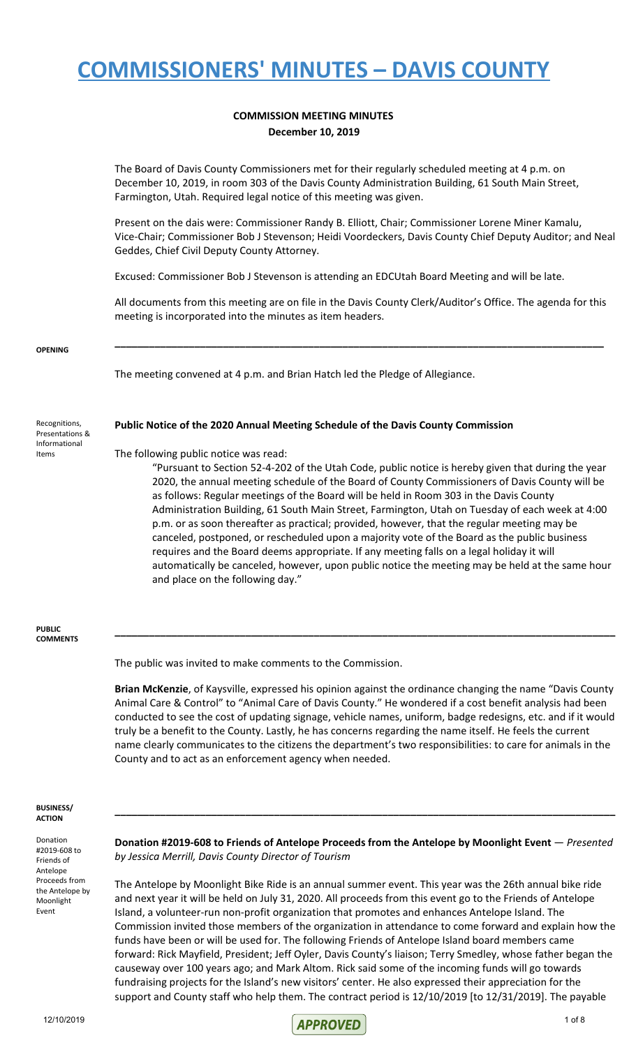# COMMISSIONERS' MINUTES – DAVIS COUNTY

**COMMISSION MEETING MINUTES**
**December 10, 2019**

The Board of Davis County Commissioners met for their regularly scheduled meeting at 4 p.m. on December 10, 2019, in room 303 of the Davis County Administration Building, 61 South Main Street, Farmington, Utah. Required legal notice of this meeting was given.

Present on the dais were: Commissioner Randy B. Elliott, Chair; Commissioner Lorene Miner Kamalu, Vice-Chair; Commissioner Bob J Stevenson; Heidi Voordeckers, Davis County Chief Deputy Auditor; and Neal Geddes, Chief Civil Deputy County Attorney.

Excused: Commissioner Bob J Stevenson is attending an EDCUtah Board Meeting and will be late.

All documents from this meeting are on file in the Davis County Clerk/Auditor's Office. The agenda for this meeting is incorporated into the minutes as item headers.

---

**OPENING**

The meeting convened at 4 p.m. and Brian Hatch led the Pledge of Allegiance.

Recognitions, Presentations & Informational Items

**Public Notice of the 2020 Annual Meeting Schedule of the Davis County Commission**

The following public notice was read:

> "Pursuant to Section 52-4-202 of the Utah Code, public notice is hereby given that during the year 2020, the annual meeting schedule of the Board of County Commissioners of Davis County will be as follows: Regular meetings of the Board will be held in Room 303 in the Davis County Administration Building, 61 South Main Street, Farmington, Utah on Tuesday of each week at 4:00 p.m. or as soon thereafter as practical; provided, however, that the regular meeting may be canceled, postponed, or rescheduled upon a majority vote of the Board as the public business requires and the Board deems appropriate. If any meeting falls on a legal holiday it will automatically be canceled, however, upon public notice the meeting may be held at the same hour and place on the following day."

---

**PUBLIC COMMENTS**

The public was invited to make comments to the Commission.

**Brian McKenzie**, of Kaysville, expressed his opinion against the ordinance changing the name "Davis County Animal Care & Control" to "Animal Care of Davis County." He wondered if a cost benefit analysis had been conducted to see the cost of updating signage, vehicle names, uniform, badge redesigns, etc. and if it would truly be a benefit to the County. Lastly, he has concerns regarding the name itself. He feels the current name clearly communicates to the citizens the department's two responsibilities: to care for animals in the County and to act as an enforcement agency when needed.

---

**BUSINESS/ ACTION**

Donation #2019-608 to Friends of Antelope Proceeds from the Antelope by Moonlight Event

**Donation #2019-608 to Friends of Antelope Proceeds from the Antelope by Moonlight Event** — *Presented by Jessica Merrill, Davis County Director of Tourism*

The Antelope by Moonlight Bike Ride is an annual summer event. This year was the 26th annual bike ride and next year it will be held on July 31, 2020. All proceeds from this event go to the Friends of Antelope Island, a volunteer-run non-profit organization that promotes and enhances Antelope Island. The Commission invited those members of the organization in attendance to come forward and explain how the funds have been or will be used for. The following Friends of Antelope Island board members came forward: Rick Mayfield, President; Jeff Oyler, Davis County's liaison; Terry Smedley, whose father began the causeway over 100 years ago; and Mark Altom. Rick said some of the incoming funds will go towards fundraising projects for the Island's new visitors' center. He also expressed their appreciation for the support and County staff who help them. The contract period is 12/10/2019 [to 12/31/2019]. The payable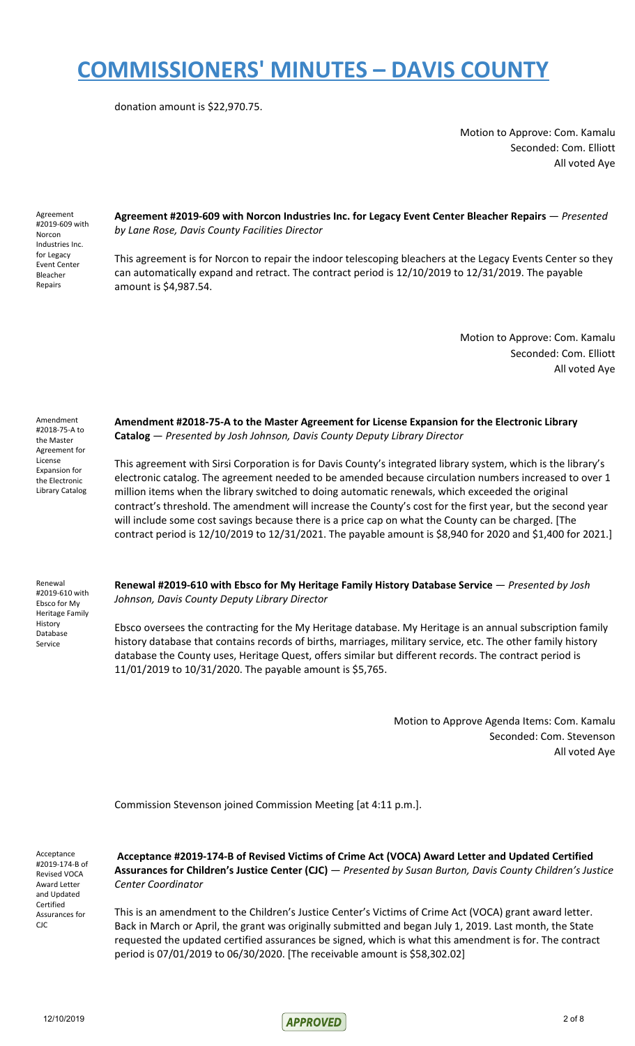donation amount is $22,970.75.

Motion to Approve: Com. Kamalu
Seconded: Com. Elliott
All voted Aye

Agreement #2019-609 with Norcon Industries Inc. for Legacy Event Center Bleacher Repairs

**Agreement #2019-609 with Norcon Industries Inc. for Legacy Event Center Bleacher Repairs** — *Presented by Lane Rose, Davis County Facilities Director*

This agreement is for Norcon to repair the indoor telescoping bleachers at the Legacy Events Center so they can automatically expand and retract. The contract period is 12/10/2019 to 12/31/2019. The payable amount is $4,987.54.

Motion to Approve: Com. Kamalu
Seconded: Com. Elliott
All voted Aye

Amendment #2018-75-A to the Master Agreement for License Expansion for the Electronic Library Catalog

**Amendment #2018-75-A to the Master Agreement for License Expansion for the Electronic Library Catalog** — *Presented by Josh Johnson, Davis County Deputy Library Director*

This agreement with Sirsi Corporation is for Davis County's integrated library system, which is the library's electronic catalog. The agreement needed to be amended because circulation numbers increased to over 1 million items when the library switched to doing automatic renewals, which exceeded the original contract's threshold. The amendment will increase the County's cost for the first year, but the second year will include some cost savings because there is a price cap on what the County can be charged. [The contract period is 12/10/2019 to 12/31/2021. The payable amount is $8,940 for 2020 and $1,400 for 2021.]

Renewal #2019-610 with Ebsco for My Heritage Family History Database Service

**Renewal #2019-610 with Ebsco for My Heritage Family History Database Service** — *Presented by Josh Johnson, Davis County Deputy Library Director*

Ebsco oversees the contracting for the My Heritage database. My Heritage is an annual subscription family history database that contains records of births, marriages, military service, etc. The other family history database the County uses, Heritage Quest, offers similar but different records. The contract period is 11/01/2019 to 10/31/2020. The payable amount is $5,765.

Motion to Approve Agenda Items: Com. Kamalu
Seconded: Com. Stevenson
All voted Aye

Commission Stevenson joined Commission Meeting [at 4:11 p.m.].

Acceptance #2019-174-B of Revised VOCA Award Letter and Updated Certified Assurances for CJC

**Acceptance #2019-174-B of Revised Victims of Crime Act (VOCA) Award Letter and Updated Certified Assurances for Children's Justice Center (CJC)** — *Presented by Susan Burton, Davis County Children's Justice Center Coordinator*

This is an amendment to the Children's Justice Center's Victims of Crime Act (VOCA) grant award letter. Back in March or April, the grant was originally submitted and began July 1, 2019. Last month, the State requested the updated certified assurances be signed, which is what this amendment is for. The contract period is 07/01/2019 to 06/30/2020. [The receivable amount is $58,302.02]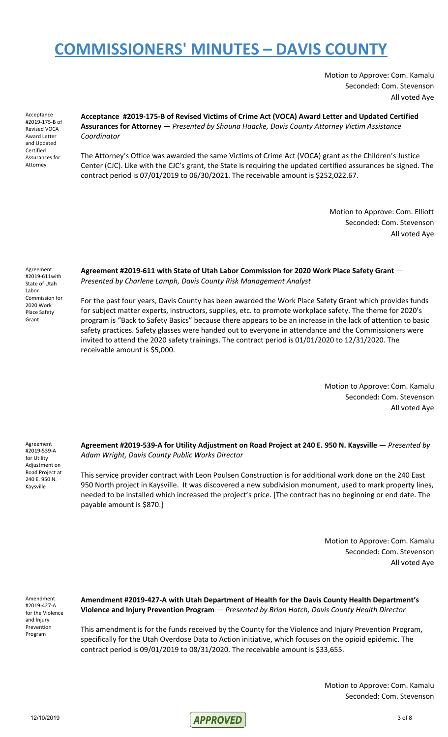Motion to Approve: Com. Kamalu
Seconded: Com. Stevenson
All voted Aye

Acceptance #2019-175-B of Revised VOCA Award Letter and Updated Certified Assurances for Attorney

**Acceptance #2019-175-B of Revised Victims of Crime Act (VOCA) Award Letter and Updated Certified Assurances for Attorney** — *Presented by Shauna Haacke, Davis County Attorney Victim Assistance Coordinator*

The Attorney's Office was awarded the same Victims of Crime Act (VOCA) grant as the Children's Justice Center (CJC). Like with the CJC's grant, the State is requiring the updated certified assurances be signed. The contract period is 07/01/2019 to 06/30/2021. The receivable amount is $252,022.67.

Motion to Approve: Com. Elliott
Seconded: Com. Stevenson
All voted Aye

Agreement #2019-611with State of Utah Labor Commission for 2020 Work Place Safety Grant

**Agreement #2019-611 with State of Utah Labor Commission for 2020 Work Place Safety Grant** — *Presented by Charlene Lamph, Davis County Risk Management Analyst*

For the past four years, Davis County has been awarded the Work Place Safety Grant which provides funds for subject matter experts, instructors, supplies, etc. to promote workplace safety. The theme for 2020's program is "Back to Safety Basics" because there appears to be an increase in the lack of attention to basic safety practices. Safety glasses were handed out to everyone in attendance and the Commissioners were invited to attend the 2020 safety trainings. The contract period is 01/01/2020 to 12/31/2020. The receivable amount is $5,000.

Motion to Approve: Com. Kamalu
Seconded: Com. Stevenson
All voted Aye

Agreement #2019-539-A for Utility Adjustment on Road Project at 240 E. 950 N. Kaysville

**Agreement #2019-539-A for Utility Adjustment on Road Project at 240 E. 950 N. Kaysville** — *Presented by Adam Wright, Davis County Public Works Director*

This service provider contract with Leon Poulsen Construction is for additional work done on the 240 East 950 North project in Kaysville. It was discovered a new subdivision monument, used to mark property lines, needed to be installed which increased the project's price. [The contract has no beginning or end date. The payable amount is $870.]

Motion to Approve: Com. Kamalu
Seconded: Com. Stevenson
All voted Aye

Amendment #2019-427-A for the Violence and Injury Prevention Program

**Amendment #2019-427-A with Utah Department of Health for the Davis County Health Department's Violence and Injury Prevention Program** — *Presented by Brian Hatch, Davis County Health Director*

This amendment is for the funds received by the County for the Violence and Injury Prevention Program, specifically for the Utah Overdose Data to Action initiative, which focuses on the opioid epidemic. The contract period is 09/01/2019 to 08/31/2020. The receivable amount is $33,655.

Motion to Approve: Com. Kamalu
Seconded: Com. Stevenson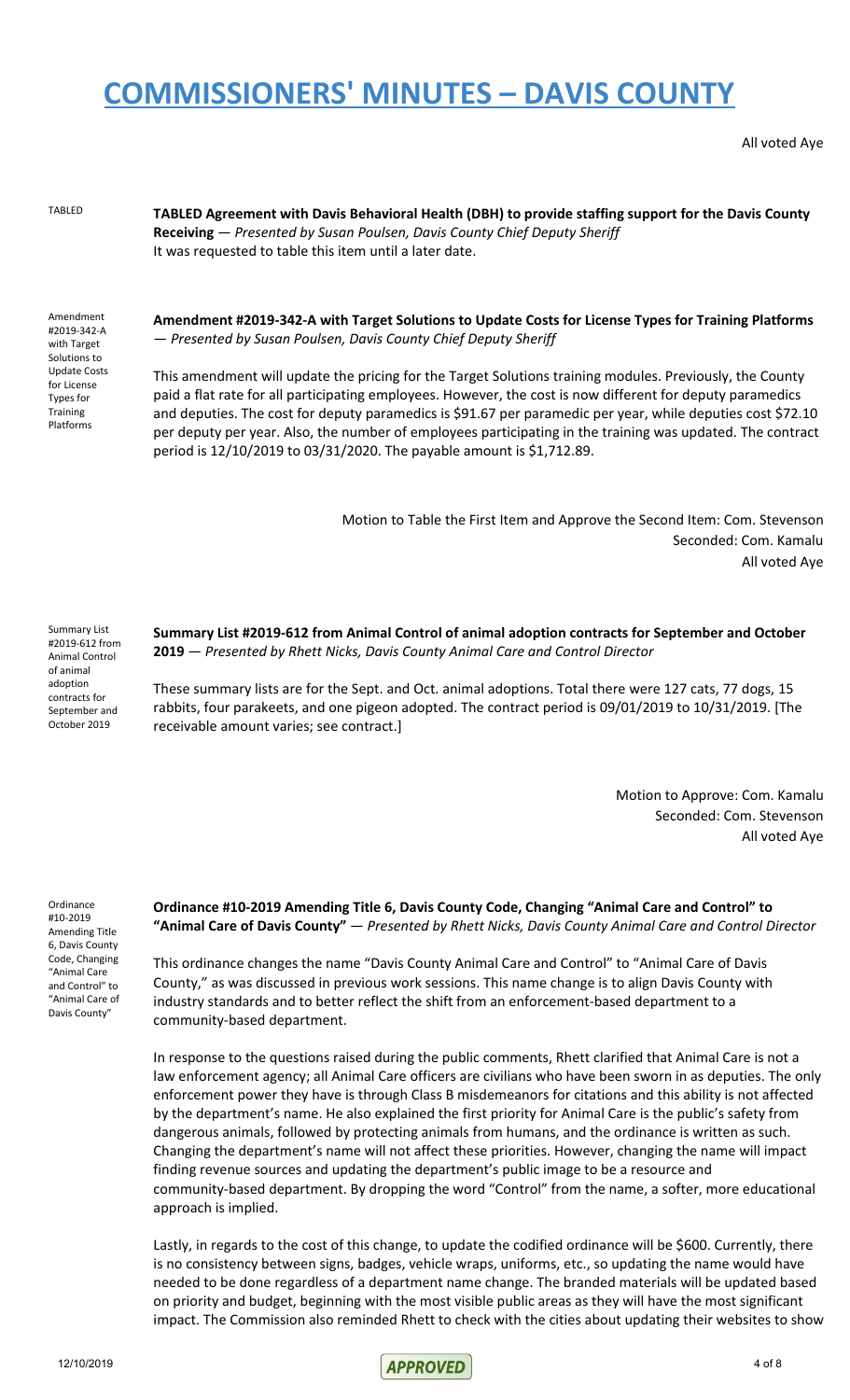All voted Aye

TABLED

**TABLED Agreement with Davis Behavioral Health (DBH) to provide staffing support for the Davis County Receiving** — *Presented by Susan Poulsen, Davis County Chief Deputy Sheriff*

It was requested to table this item until a later date.

Amendment #2019-342-A with Target Solutions to Update Costs for License Types for Training Platforms

**Amendment #2019-342-A with Target Solutions to Update Costs for License Types for Training Platforms** — *Presented by Susan Poulsen, Davis County Chief Deputy Sheriff*

This amendment will update the pricing for the Target Solutions training modules. Previously, the County paid a flat rate for all participating employees. However, the cost is now different for deputy paramedics and deputies. The cost for deputy paramedics is $91.67 per paramedic per year, while deputies cost $72.10 per deputy per year. Also, the number of employees participating in the training was updated. The contract period is 12/10/2019 to 03/31/2020. The payable amount is $1,712.89.

Motion to Table the First Item and Approve the Second Item: Com. Stevenson
Seconded: Com. Kamalu
All voted Aye

Summary List #2019-612 from Animal Control of animal adoption contracts for September and October 2019

**Summary List #2019-612 from Animal Control of animal adoption contracts for September and October 2019** — *Presented by Rhett Nicks, Davis County Animal Care and Control Director*

These summary lists are for the Sept. and Oct. animal adoptions. Total there were 127 cats, 77 dogs, 15 rabbits, four parakeets, and one pigeon adopted. The contract period is 09/01/2019 to 10/31/2019. [The receivable amount varies; see contract.]

Motion to Approve: Com. Kamalu
Seconded: Com. Stevenson
All voted Aye

Ordinance #10-2019 Amending Title 6, Davis County Code, Changing "Animal Care and Control" to "Animal Care of Davis County"

**Ordinance #10-2019 Amending Title 6, Davis County Code, Changing "Animal Care and Control" to "Animal Care of Davis County"** — *Presented by Rhett Nicks, Davis County Animal Care and Control Director*

This ordinance changes the name "Davis County Animal Care and Control" to "Animal Care of Davis County," as was discussed in previous work sessions. This name change is to align Davis County with industry standards and to better reflect the shift from an enforcement-based department to a community-based department.

In response to the questions raised during the public comments, Rhett clarified that Animal Care is not a law enforcement agency; all Animal Care officers are civilians who have been sworn in as deputies. The only enforcement power they have is through Class B misdemeanors for citations and this ability is not affected by the department's name. He also explained the first priority for Animal Care is the public's safety from dangerous animals, followed by protecting animals from humans, and the ordinance is written as such. Changing the department's name will not affect these priorities. However, changing the name will impact finding revenue sources and updating the department's public image to be a resource and community-based department. By dropping the word "Control" from the name, a softer, more educational approach is implied.

Lastly, in regards to the cost of this change, to update the codified ordinance will be $600. Currently, there is no consistency between signs, badges, vehicle wraps, uniforms, etc., so updating the name would have needed to be done regardless of a department name change. The branded materials will be updated based on priority and budget, beginning with the most visible public areas as they will have the most significant impact. The Commission also reminded Rhett to check with the cities about updating their websites to show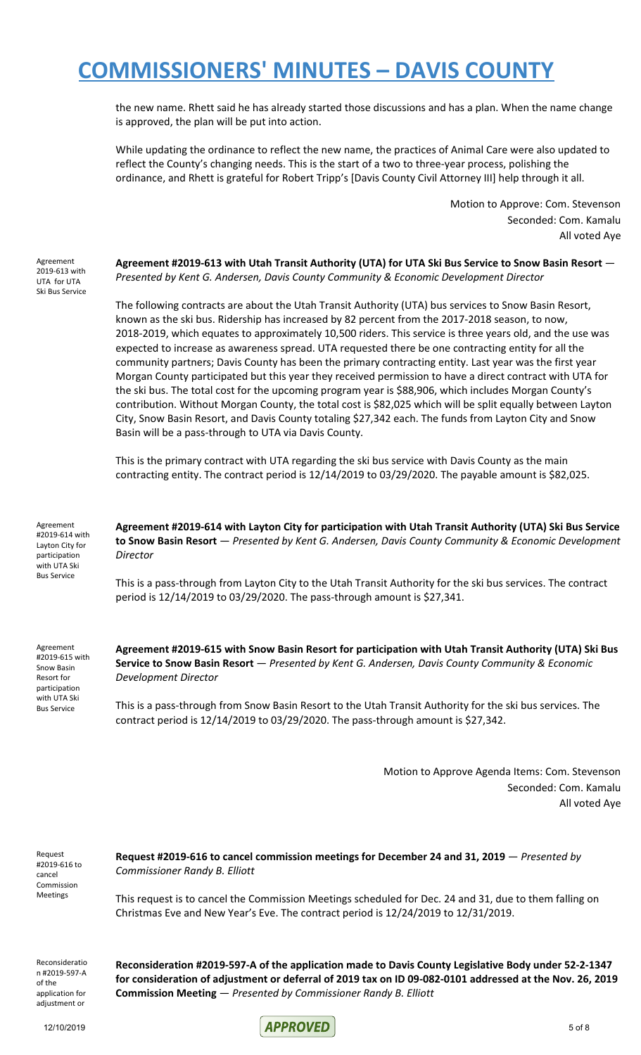the new name. Rhett said he has already started those discussions and has a plan. When the name change is approved, the plan will be put into action.

While updating the ordinance to reflect the new name, the practices of Animal Care were also updated to reflect the County's changing needs. This is the start of a two to three-year process, polishing the ordinance, and Rhett is grateful for Robert Tripp's [Davis County Civil Attorney III] help through it all.

Motion to Approve: Com. Stevenson
Seconded: Com. Kamalu
All voted Aye

Agreement 2019-613 with UTA for UTA Ski Bus Service

**Agreement #2019-613 with Utah Transit Authority (UTA) for UTA Ski Bus Service to Snow Basin Resort** — *Presented by Kent G. Andersen, Davis County Community & Economic Development Director*

The following contracts are about the Utah Transit Authority (UTA) bus services to Snow Basin Resort, known as the ski bus. Ridership has increased by 82 percent from the 2017-2018 season, to now, 2018-2019, which equates to approximately 10,500 riders. This service is three years old, and the use was expected to increase as awareness spread. UTA requested there be one contracting entity for all the community partners; Davis County has been the primary contracting entity. Last year was the first year Morgan County participated but this year they received permission to have a direct contract with UTA for the ski bus. The total cost for the upcoming program year is $88,906, which includes Morgan County's contribution. Without Morgan County, the total cost is $82,025 which will be split equally between Layton City, Snow Basin Resort, and Davis County totaling $27,342 each. The funds from Layton City and Snow Basin will be a pass-through to UTA via Davis County.

This is the primary contract with UTA regarding the ski bus service with Davis County as the main contracting entity. The contract period is 12/14/2019 to 03/29/2020. The payable amount is $82,025.

Agreement #2019-614 with Layton City for participation with UTA Ski Bus Service

**Agreement #2019-614 with Layton City for participation with Utah Transit Authority (UTA) Ski Bus Service to Snow Basin Resort** — *Presented by Kent G. Andersen, Davis County Community & Economic Development Director*

This is a pass-through from Layton City to the Utah Transit Authority for the ski bus services. The contract period is 12/14/2019 to 03/29/2020. The pass-through amount is $27,341.

Agreement #2019-615 with Snow Basin Resort for participation with UTA Ski Bus Service

**Agreement #2019-615 with Snow Basin Resort for participation with Utah Transit Authority (UTA) Ski Bus Service to Snow Basin Resort** — *Presented by Kent G. Andersen, Davis County Community & Economic Development Director*

This is a pass-through from Snow Basin Resort to the Utah Transit Authority for the ski bus services. The contract period is 12/14/2019 to 03/29/2020. The pass-through amount is $27,342.

Motion to Approve Agenda Items: Com. Stevenson
Seconded: Com. Kamalu
All voted Aye

Request #2019-616 to cancel Commission Meetings

**Request #2019-616 to cancel commission meetings for December 24 and 31, 2019** — *Presented by Commissioner Randy B. Elliott*

This request is to cancel the Commission Meetings scheduled for Dec. 24 and 31, due to them falling on Christmas Eve and New Year's Eve. The contract period is 12/24/2019 to 12/31/2019.

Reconsideration #2019-597-A of the application for adjustment or

**Reconsideration #2019-597-A of the application made to Davis County Legislative Body under 52-2-1347 for consideration of adjustment or deferral of 2019 tax on ID 09-082-0101 addressed at the Nov. 26, 2019 Commission Meeting** — *Presented by Commissioner Randy B. Elliott*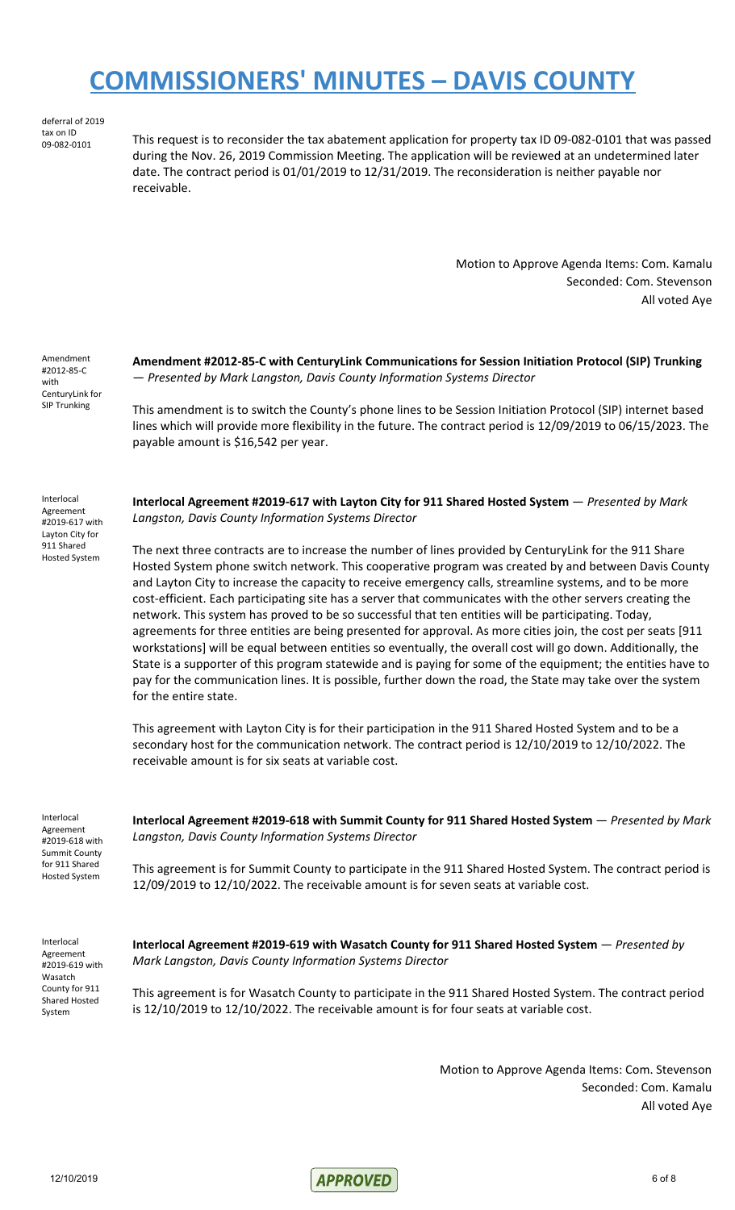deferral of 2019 tax on ID 09-082-0101

This request is to reconsider the tax abatement application for property tax ID 09-082-0101 that was passed during the Nov. 26, 2019 Commission Meeting. The application will be reviewed at an undetermined later date. The contract period is 01/01/2019 to 12/31/2019. The reconsideration is neither payable nor receivable.

Motion to Approve Agenda Items: Com. Kamalu
Seconded: Com. Stevenson
All voted Aye

Amendment #2012-85-C with CenturyLink for SIP Trunking

**Amendment #2012-85-C with CenturyLink Communications for Session Initiation Protocol (SIP) Trunking** — *Presented by Mark Langston, Davis County Information Systems Director*

This amendment is to switch the County's phone lines to be Session Initiation Protocol (SIP) internet based lines which will provide more flexibility in the future. The contract period is 12/09/2019 to 06/15/2023. The payable amount is $16,542 per year.

Interlocal Agreement #2019-617 with Layton City for 911 Shared Hosted System

**Interlocal Agreement #2019-617 with Layton City for 911 Shared Hosted System** — *Presented by Mark Langston, Davis County Information Systems Director*

The next three contracts are to increase the number of lines provided by CenturyLink for the 911 Share Hosted System phone switch network. This cooperative program was created by and between Davis County and Layton City to increase the capacity to receive emergency calls, streamline systems, and to be more cost-efficient. Each participating site has a server that communicates with the other servers creating the network. This system has proved to be so successful that ten entities will be participating. Today, agreements for three entities are being presented for approval. As more cities join, the cost per seats [911 workstations] will be equal between entities so eventually, the overall cost will go down. Additionally, the State is a supporter of this program statewide and is paying for some of the equipment; the entities have to pay for the communication lines. It is possible, further down the road, the State may take over the system for the entire state.

This agreement with Layton City is for their participation in the 911 Shared Hosted System and to be a secondary host for the communication network. The contract period is 12/10/2019 to 12/10/2022. The receivable amount is for six seats at variable cost.

Interlocal Agreement #2019-618 with Summit County for 911 Shared Hosted System

**Interlocal Agreement #2019-618 with Summit County for 911 Shared Hosted System** — *Presented by Mark Langston, Davis County Information Systems Director*

This agreement is for Summit County to participate in the 911 Shared Hosted System. The contract period is 12/09/2019 to 12/10/2022. The receivable amount is for seven seats at variable cost.

Interlocal Agreement #2019-619 with Wasatch County for 911 Shared Hosted System

**Interlocal Agreement #2019-619 with Wasatch County for 911 Shared Hosted System** — *Presented by Mark Langston, Davis County Information Systems Director*

This agreement is for Wasatch County to participate in the 911 Shared Hosted System. The contract period is 12/10/2019 to 12/10/2022. The receivable amount is for four seats at variable cost.

Motion to Approve Agenda Items: Com. Stevenson
Seconded: Com. Kamalu
All voted Aye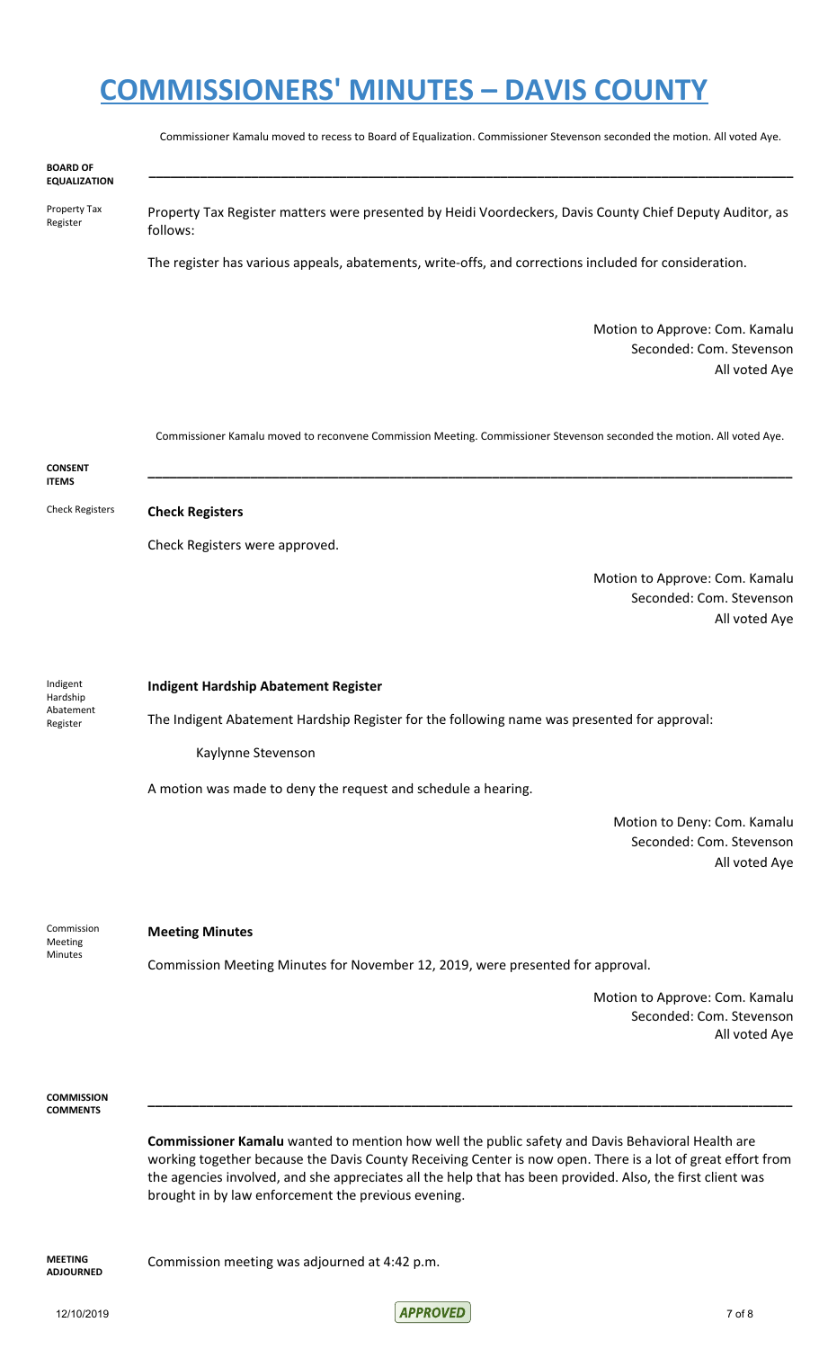Commissioner Kamalu moved to recess to Board of Equalization. Commissioner Stevenson seconded the motion. All voted Aye.

## BOARD OF EQUALIZATION

Property Tax Register

Property Tax Register matters were presented by Heidi Voordeckers, Davis County Chief Deputy Auditor, as follows:

The register has various appeals, abatements, write-offs, and corrections included for consideration.

Motion to Approve: Com. Kamalu
Seconded: Com. Stevenson
All voted Aye

Commissioner Kamalu moved to reconvene Commission Meeting. Commissioner Stevenson seconded the motion. All voted Aye.

## CONSENT ITEMS

Check Registers

**Check Registers**

Check Registers were approved.

Motion to Approve: Com. Kamalu
Seconded: Com. Stevenson
All voted Aye

Indigent Hardship Abatement Register

**Indigent Hardship Abatement Register**

The Indigent Abatement Hardship Register for the following name was presented for approval:

Kaylynne Stevenson

A motion was made to deny the request and schedule a hearing.

Motion to Deny: Com. Kamalu
Seconded: Com. Stevenson
All voted Aye

Commission Meeting Minutes

**Meeting Minutes**

Commission Meeting Minutes for November 12, 2019, were presented for approval.

Motion to Approve: Com. Kamalu
Seconded: Com. Stevenson
All voted Aye

## COMMISSION COMMENTS

**Commissioner Kamalu** wanted to mention how well the public safety and Davis Behavioral Health are working together because the Davis County Receiving Center is now open. There is a lot of great effort from the agencies involved, and she appreciates all the help that has been provided. Also, the first client was brought in by law enforcement the previous evening.

## MEETING ADJOURNED

Commission meeting was adjourned at 4:42 p.m.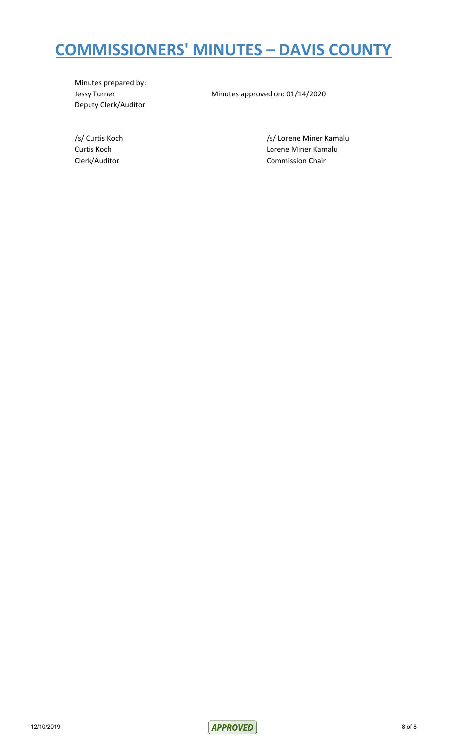# COMMISSIONERS' MINUTES – DAVIS COUNTY

Minutes prepared by:
Jessy Turner
Deputy Clerk/Auditor

Minutes approved on: 01/14/2020

/s/ Curtis Koch
Curtis Koch
Clerk/Auditor

/s/ Lorene Miner Kamalu
Lorene Miner Kamalu
Commission Chair